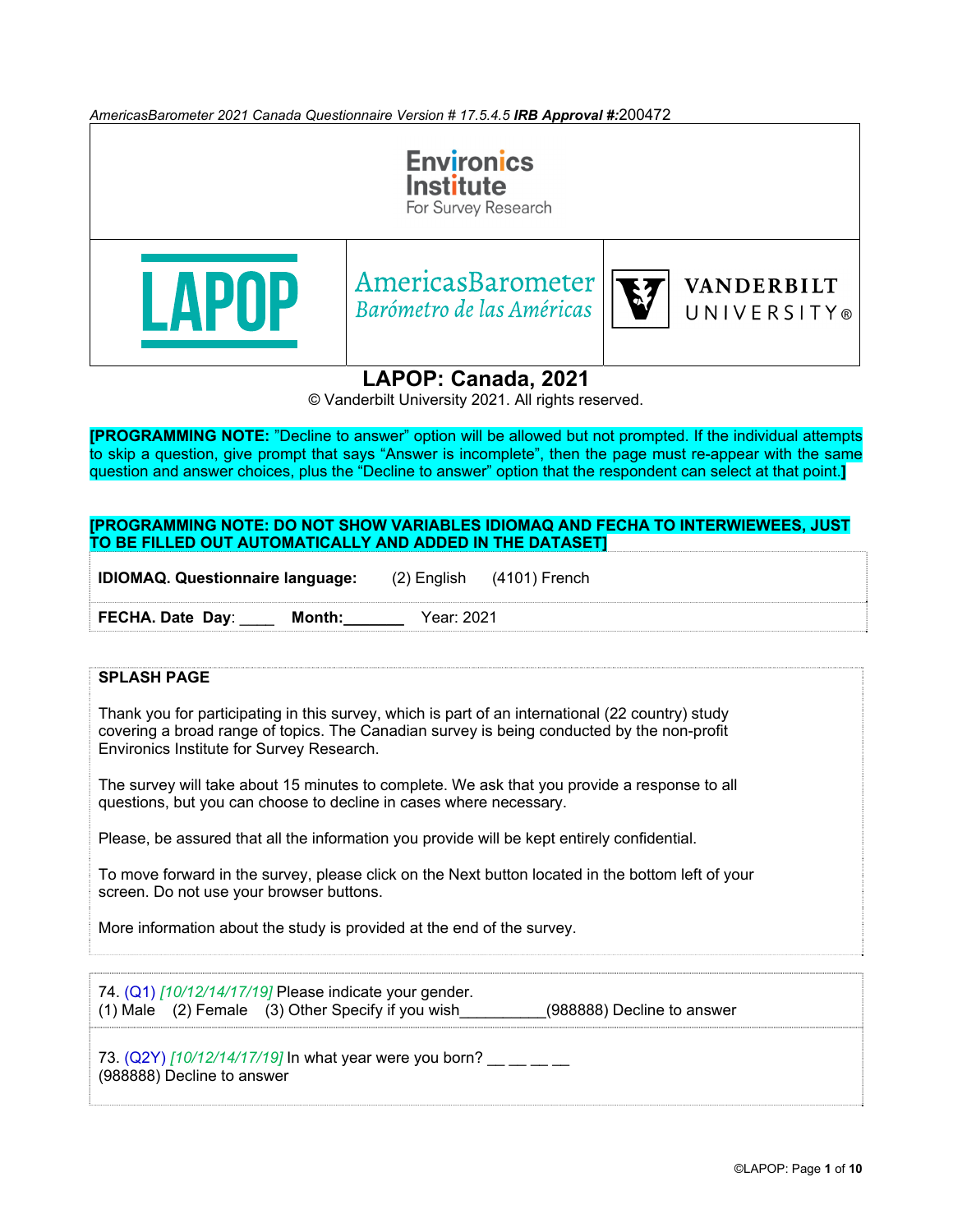*AmericasBarometer 2021 Canada Questionnaire Version # 17.5.4.5* ***IRB Approval #:***200472

Environics Institute
For Survey Research

LAPOP | AmericasBarometer / *Barómetro de las Américas* | VANDERBILT UNIVERSITY®

# LAPOP: Canada, 2021

© Vanderbilt University 2021. All rights reserved.

**[PROGRAMMING NOTE:** "Decline to answer" option will be allowed but not prompted. If the individual attempts to skip a question, give prompt that says "Answer is incomplete", then the page must re-appear with the same question and answer choices, plus the "Decline to answer" option that the respondent can select at that point.**]**

**[PROGRAMMING NOTE: DO NOT SHOW VARIABLES IDIOMAQ AND FECHA TO INTERWIEWEES, JUST TO BE FILLED OUT AUTOMATICALLY AND ADDED IN THE DATASET]**

**IDIOMAQ. Questionnaire language:** (2) English (4101) French

**FECHA. Date Day**: ____ **Month:_______** Year: 2021

**SPLASH PAGE**

Thank you for participating in this survey, which is part of an international (22 country) study covering a broad range of topics. The Canadian survey is being conducted by the non-profit Environics Institute for Survey Research.

The survey will take about 15 minutes to complete. We ask that you provide a response to all questions, but you can choose to decline in cases where necessary.

Please, be assured that all the information you provide will be kept entirely confidential.

To move forward in the survey, please click on the Next button located in the bottom left of your screen. Do not use your browser buttons.

More information about the study is provided at the end of the survey.

74. (Q1) *[10/12/14/17/19]* Please indicate your gender.
(1) Male (2) Female (3) Other Specify if you wish__________(988888) Decline to answer

73. (Q2Y) *[10/12/14/17/19]* In what year were you born? __ __ __ __
(988888) Decline to answer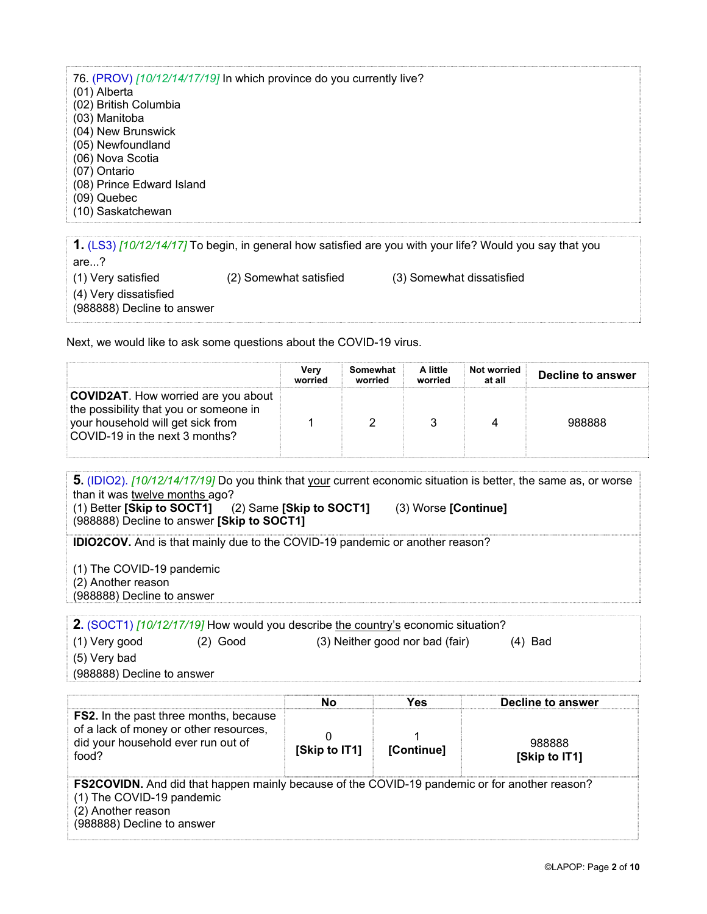76. (PROV) *[10/12/14/17/19]* In which province do you currently live?
(01) Alberta
(02) British Columbia
(03) Manitoba
(04) New Brunswick
(05) Newfoundland
(06) Nova Scotia
(07) Ontario
(08) Prince Edward Island
(09) Quebec
(10) Saskatchewan

**1.** (LS3) *[10/12/14/17]* To begin, in general how satisfied are you with your life? Would you say that you are...?
(1) Very satisfied (2) Somewhat satisfied (3) Somewhat dissatisfied
(4) Very dissatisfied
(988888) Decline to answer

Next, we would like to ask some questions about the COVID-19 virus.

| | Very worried | Somewhat worried | A little worried | Not worried at all | Decline to answer |
|---|---|---|---|---|---|
| **COVID2AT**. How worried are you about the possibility that you or someone in your household will get sick from COVID-19 in the next 3 months? | 1 | 2 | 3 | 4 | 988888 |

**5**. (IDIO2). *[10/12/14/17/19]* Do you think that <u>your</u> current economic situation is better, the same as, or worse than it was <u>twelve months</u> ago?
(1) Better **[Skip to SOCT1]** (2) Same **[Skip to SOCT1]** (3) Worse **[Continue]**
(988888) Decline to answer **[Skip to SOCT1]**

**IDIO2COV.** And is that mainly due to the COVID-19 pandemic or another reason?

(1) The COVID-19 pandemic
(2) Another reason
(988888) Decline to answer

**2.** (SOCT1) *[10/12/17/19]* How would you describe <u>the country's</u> economic situation?
(1) Very good (2) Good (3) Neither good nor bad (fair) (4) Bad
(5) Very bad
(988888) Decline to answer

| | No | Yes | Decline to answer |
|---|---|---|---|
| **FS2.** In the past three months, because of a lack of money or other resources, did your household ever run out of food? | 0 **[Skip to IT1]** | 1 **[Continue]** | 988888 **[Skip to IT1]** |

**FS2COVIDN.** And did that happen mainly because of the COVID-19 pandemic or for another reason?
(1) The COVID-19 pandemic
(2) Another reason
(988888) Decline to answer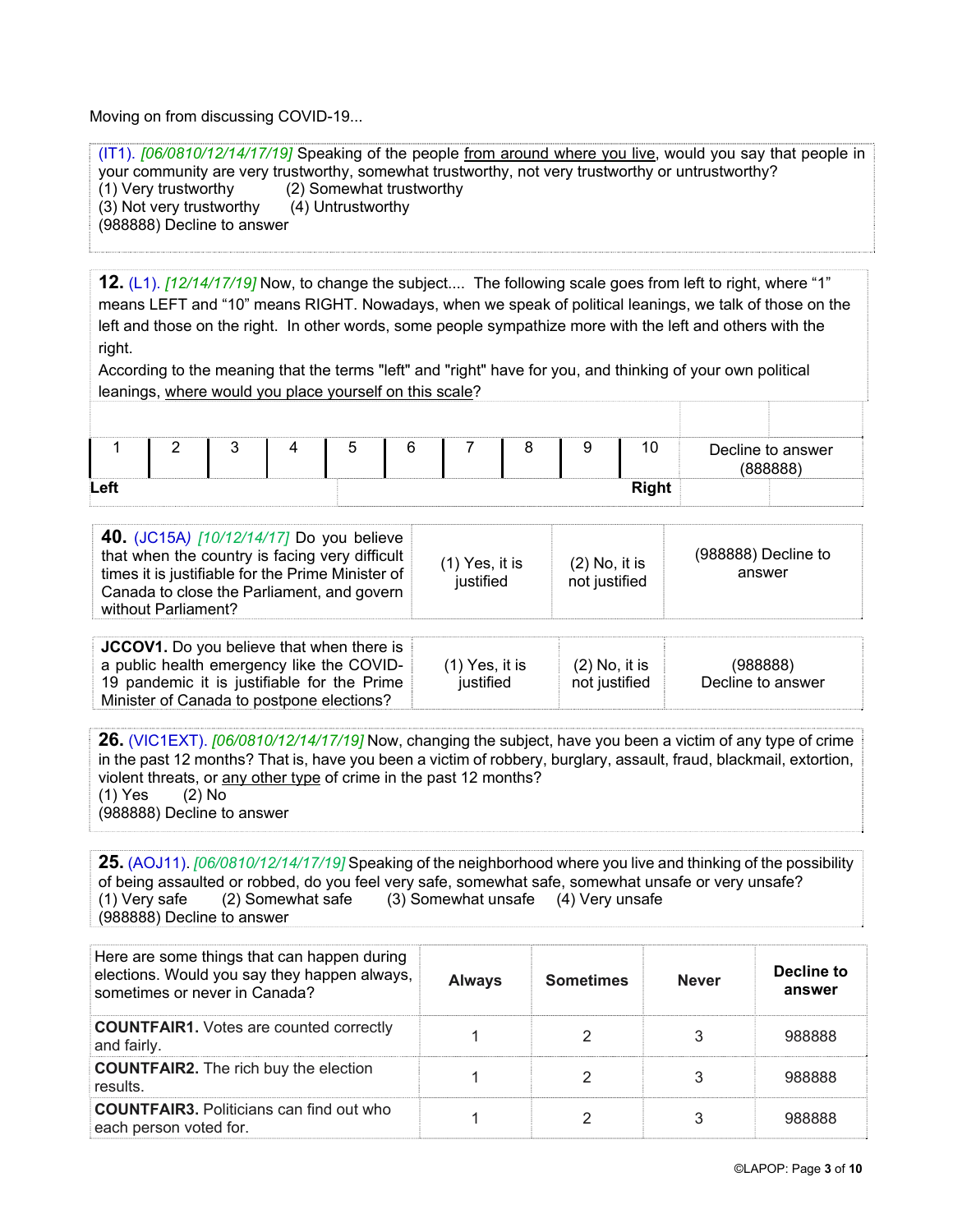Moving on from discussing COVID-19...

(IT1). *[06/0810/12/14/17/19]* Speaking of the people from around where you live, would you say that people in your community are very trustworthy, somewhat trustworthy, not very trustworthy or untrustworthy?
(1) Very trustworthy (2) Somewhat trustworthy
(3) Not very trustworthy (4) Untrustworthy
(988888) Decline to answer

**12.** (L1). *[12/14/17/19]* Now, to change the subject.... The following scale goes from left to right, where "1" means LEFT and "10" means RIGHT. Nowadays, when we speak of political leanings, we talk of those on the left and those on the right. In other words, some people sympathize more with the left and others with the right.
According to the meaning that the terms "left" and "right" have for you, and thinking of your own political leanings, where would you place yourself on this scale?

| 1 | 2 | 3 | 4 | 5 | 6 | 7 | 8 | 9 | 10 | Decline to answer (888888) |
|---|---|---|---|---|---|---|---|---|---|---|
| Left | | | | | | | | | Right | |

| **40.** (JC15A) *[10/12/14/17]* Do you believe that when the country is facing very difficult times it is justifiable for the Prime Minister of Canada to close the Parliament, and govern without Parliament? | (1) Yes, it is justified | (2) No, it is not justified | (988888) Decline to answer |
|---|---|---|---|
| **JCCOV1.** Do you believe that when there is a public health emergency like the COVID-19 pandemic it is justifiable for the Prime Minister of Canada to postpone elections? | (1) Yes, it is justified | (2) No, it is not justified | (988888) Decline to answer |

**26.** (VIC1EXT). *[06/0810/12/14/17/19]* Now, changing the subject, have you been a victim of any type of crime in the past 12 months? That is, have you been a victim of robbery, burglary, assault, fraud, blackmail, extortion, violent threats, or any other type of crime in the past 12 months?
(1) Yes (2) No
(988888) Decline to answer

**25.** (AOJ11). *[06/0810/12/14/17/19]* Speaking of the neighborhood where you live and thinking of the possibility of being assaulted or robbed, do you feel very safe, somewhat safe, somewhat unsafe or very unsafe?
(1) Very safe (2) Somewhat safe (3) Somewhat unsafe (4) Very unsafe
(988888) Decline to answer

| Here are some things that can happen during elections. Would you say they happen always, sometimes or never in Canada? | **Always** | **Sometimes** | **Never** | **Decline to answer** |
|---|---|---|---|---|
| **COUNTFAIR1.** Votes are counted correctly and fairly. | 1 | 2 | 3 | 988888 |
| **COUNTFAIR2.** The rich buy the election results. | 1 | 2 | 3 | 988888 |
| **COUNTFAIR3.** Politicians can find out who each person voted for. | 1 | 2 | 3 | 988888 |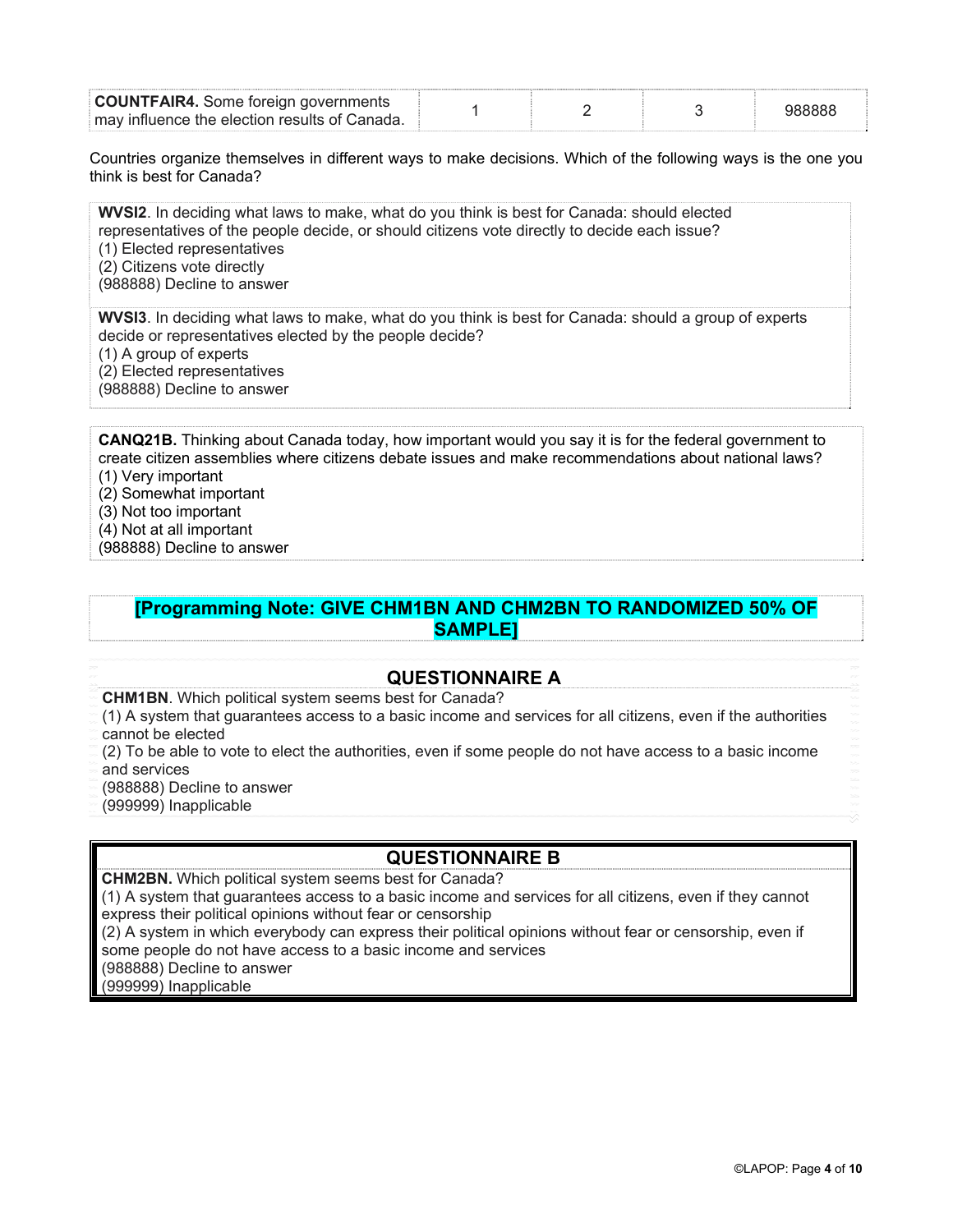| **COUNTFAIR4.** Some foreign governments may influence the election results of Canada. | 1 | 2 | 3 | 988888 |
|---|---|---|---|---|

Countries organize themselves in different ways to make decisions. Which of the following ways is the one you think is best for Canada?

**WVSI2**. In deciding what laws to make, what do you think is best for Canada: should elected representatives of the people decide, or should citizens vote directly to decide each issue?
(1) Elected representatives
(2) Citizens vote directly
(988888) Decline to answer

**WVSI3**. In deciding what laws to make, what do you think is best for Canada: should a group of experts decide or representatives elected by the people decide?
(1) A group of experts
(2) Elected representatives
(988888) Decline to answer

**CANQ21B.** Thinking about Canada today, how important would you say it is for the federal government to create citizen assemblies where citizens debate issues and make recommendations about national laws?
(1) Very important
(2) Somewhat important
(3) Not too important
(4) Not at all important
(988888) Decline to answer

**[Programming Note: GIVE CHM1BN AND CHM2BN TO RANDOMIZED 50% OF SAMPLE]**

## QUESTIONNAIRE A

**CHM1BN**. Which political system seems best for Canada?
(1) A system that guarantees access to a basic income and services for all citizens, even if the authorities cannot be elected
(2) To be able to vote to elect the authorities, even if some people do not have access to a basic income and services
(988888) Decline to answer
(999999) Inapplicable

## QUESTIONNAIRE B

**CHM2BN.** Which political system seems best for Canada?
(1) A system that guarantees access to a basic income and services for all citizens, even if they cannot express their political opinions without fear or censorship
(2) A system in which everybody can express their political opinions without fear or censorship, even if some people do not have access to a basic income and services
(988888) Decline to answer
(999999) Inapplicable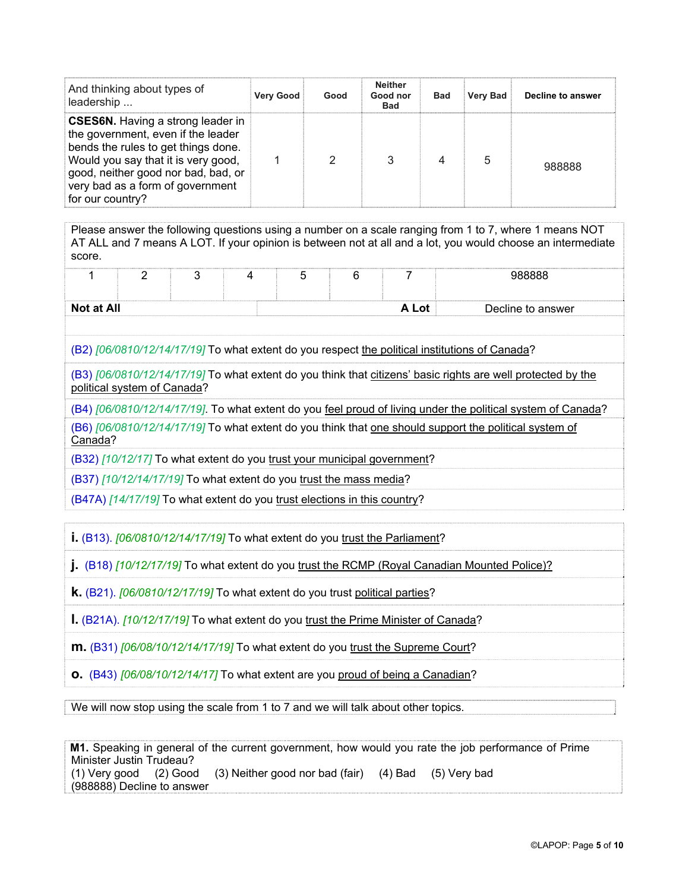| And thinking about types of leadership ... | Very Good | Good | Neither Good nor Bad | Bad | Very Bad | Decline to answer |
|---|---|---|---|---|---|---|
| **CSES6N.** Having a strong leader in the government, even if the leader bends the rules to get things done. Would you say that it is very good, good, neither good nor bad, bad, or very bad as a form of government for our country? | 1 | 2 | 3 | 4 | 5 | 988888 |

Please answer the following questions using a number on a scale ranging from 1 to 7, where 1 means NOT AT ALL and 7 means A LOT. If your opinion is between not at all and a lot, you would choose an intermediate score.

| 1 | 2 | 3 | 4 | 5 | 6 | 7 | 988888 |
|---|---|---|---|---|---|---|---|
| **Not at All** | | | | | | **A Lot** | Decline to answer |

(B2) *[06/0810/12/14/17/19]* To what extent do you respect the political institutions of Canada?

(B3) *[06/0810/12/14/17/19]* To what extent do you think that citizens' basic rights are well protected by the political system of Canada?

(B4) *[06/0810/12/14/17/19]*. To what extent do you feel proud of living under the political system of Canada?

(B6) *[06/0810/12/14/17/19]* To what extent do you think that one should support the political system of Canada?

(B32) *[10/12/17]* To what extent do you trust your municipal government?

(B37) *[10/12/14/17/19]* To what extent do you trust the mass media?

(B47A) *[14/17/19]* To what extent do you trust elections in this country?

**i.** (B13). *[06/0810/12/14/17/19]* To what extent do you trust the Parliament?

**j.** (B18) *[10/12/17/19]* To what extent do you trust the RCMP (Royal Canadian Mounted Police)?

**k.** (B21). *[06/0810/12/17/19]* To what extent do you trust political parties?

**l.** (B21A). *[10/12/17/19]* To what extent do you trust the Prime Minister of Canada?

**m.** (B31) *[06/08/10/12/14/17/19]* To what extent do you trust the Supreme Court?

**o.** (B43) *[06/08/10/12/14/17]* To what extent are you proud of being a Canadian?

We will now stop using the scale from 1 to 7 and we will talk about other topics.

**M1.** Speaking in general of the current government, how would you rate the job performance of Prime Minister Justin Trudeau?
(1) Very good (2) Good (3) Neither good nor bad (fair) (4) Bad (5) Very bad
(988888) Decline to answer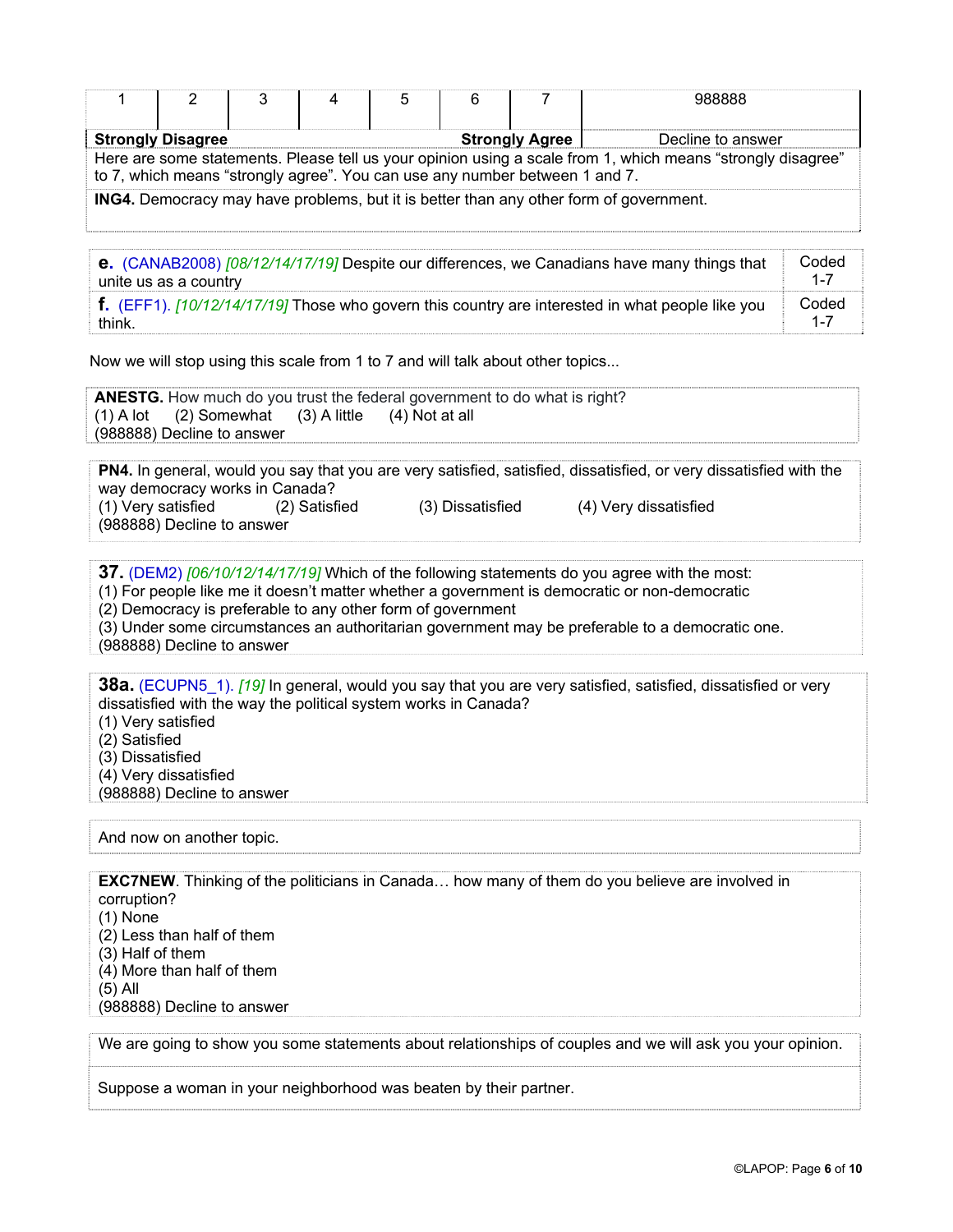| 1 | 2 | 3 | 4 | 5 | 6 | 7 | 988888 |
|---|---|---|---|---|---|---|---|
| **Strongly Disagree** | | | | | **Strongly Agree** | | Decline to answer |

Here are some statements. Please tell us your opinion using a scale from 1, which means "strongly disagree" to 7, which means "strongly agree". You can use any number between 1 and 7.

**ING4.** Democracy may have problems, but it is better than any other form of government.

| | |
|---|---|
| **e.** (CANAB2008) *[08/12/14/17/19]* Despite our differences, we Canadians have many things that unite us as a country | Coded 1-7 |
| **f.** (EFF1). *[10/12/14/17/19]* Those who govern this country are interested in what people like you think. | Coded 1-7 |

Now we will stop using this scale from 1 to 7 and will talk about other topics...

**ANESTG.** How much do you trust the federal government to do what is right?
(1) A lot (2) Somewhat (3) A little (4) Not at all
(988888) Decline to answer

**PN4.** In general, would you say that you are very satisfied, satisfied, dissatisfied, or very dissatisfied with the way democracy works in Canada?
(1) Very satisfied (2) Satisfied (3) Dissatisfied (4) Very dissatisfied
(988888) Decline to answer

**37.** (DEM2) *[06/10/12/14/17/19]* Which of the following statements do you agree with the most:
(1) For people like me it doesn't matter whether a government is democratic or non-democratic
(2) Democracy is preferable to any other form of government
(3) Under some circumstances an authoritarian government may be preferable to a democratic one.
(988888) Decline to answer

**38a.** (ECUPN5_1). *[19]* In general, would you say that you are very satisfied, satisfied, dissatisfied or very dissatisfied with the way the political system works in Canada?
(1) Very satisfied
(2) Satisfied
(3) Dissatisfied
(4) Very dissatisfied
(988888) Decline to answer

And now on another topic.

**EXC7NEW**. Thinking of the politicians in Canada… how many of them do you believe are involved in corruption?
(1) None
(2) Less than half of them
(3) Half of them
(4) More than half of them
(5) All
(988888) Decline to answer

We are going to show you some statements about relationships of couples and we will ask you your opinion.

Suppose a woman in your neighborhood was beaten by their partner.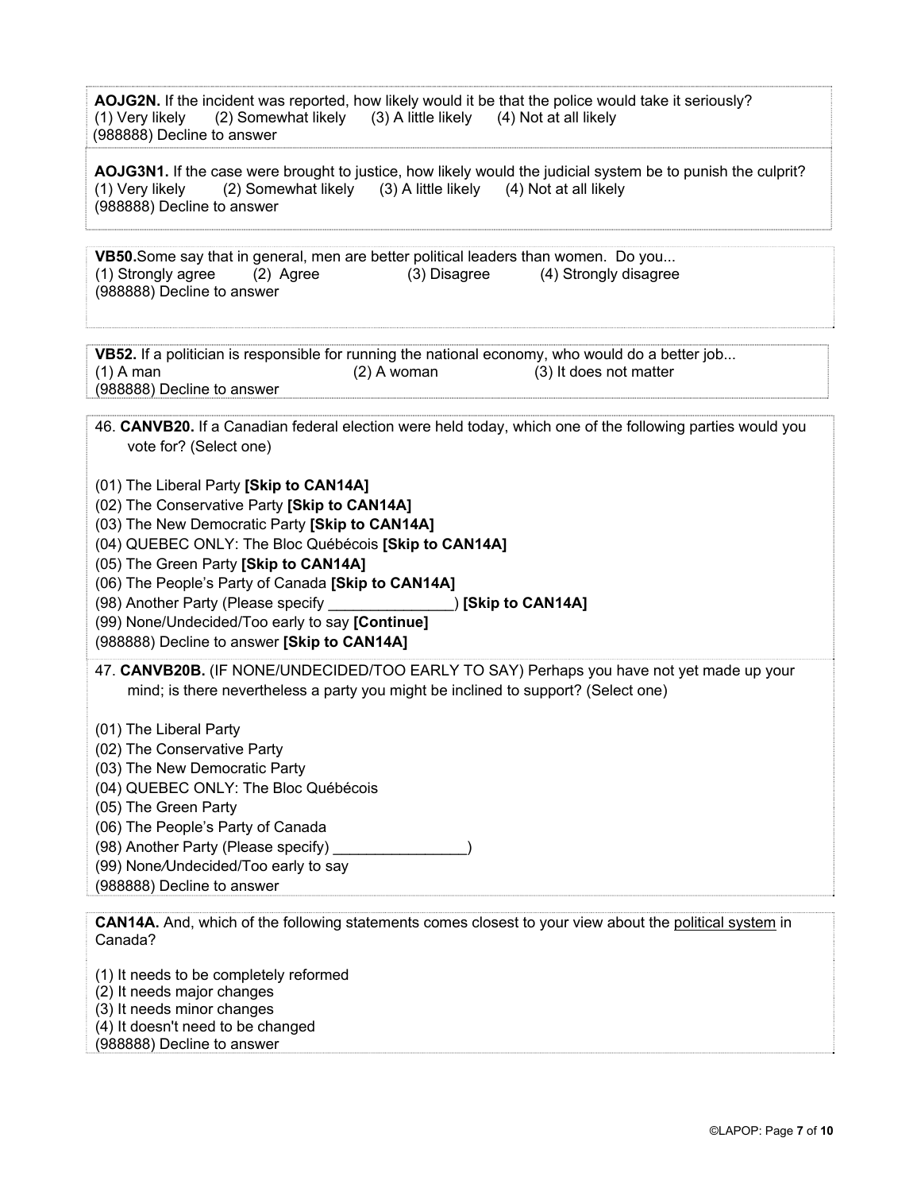**AOJG2N.** If the incident was reported, how likely would it be that the police would take it seriously?
(1) Very likely (2) Somewhat likely (3) A little likely (4) Not at all likely
(988888) Decline to answer

**AOJG3N1.** If the case were brought to justice, how likely would the judicial system be to punish the culprit?
(1) Very likely (2) Somewhat likely (3) A little likely (4) Not at all likely
(988888) Decline to answer

**VB50.** Some say that in general, men are better political leaders than women. Do you...
(1) Strongly agree (2) Agree (3) Disagree (4) Strongly disagree
(988888) Decline to answer

**VB52.** If a politician is responsible for running the national economy, who would do a better job...
(1) A man (2) A woman (3) It does not matter
(988888) Decline to answer

46. **CANVB20.** If a Canadian federal election were held today, which one of the following parties would you vote for? (Select one)

(01) The Liberal Party **[Skip to CAN14A]**
(02) The Conservative Party **[Skip to CAN14A]**
(03) The New Democratic Party **[Skip to CAN14A]**
(04) QUEBEC ONLY: The Bloc Québécois **[Skip to CAN14A]**
(05) The Green Party **[Skip to CAN14A]**
(06) The People's Party of Canada **[Skip to CAN14A]**
(98) Another Party (Please specify _______________) **[Skip to CAN14A]**
(99) None/Undecided/Too early to say **[Continue]**
(988888) Decline to answer **[Skip to CAN14A]**

47. **CANVB20B.** (IF NONE/UNDECIDED/TOO EARLY TO SAY) Perhaps you have not yet made up your mind; is there nevertheless a party you might be inclined to support? (Select one)

(01) The Liberal Party
(02) The Conservative Party
(03) The New Democratic Party
(04) QUEBEC ONLY: The Bloc Québécois
(05) The Green Party
(06) The People's Party of Canada
(98) Another Party (Please specify) ________________)
(99) None/Undecided/Too early to say
(988888) Decline to answer

**CAN14A.** And, which of the following statements comes closest to your view about the political system in Canada?

(1) It needs to be completely reformed
(2) It needs major changes
(3) It needs minor changes
(4) It doesn't need to be changed
(988888) Decline to answer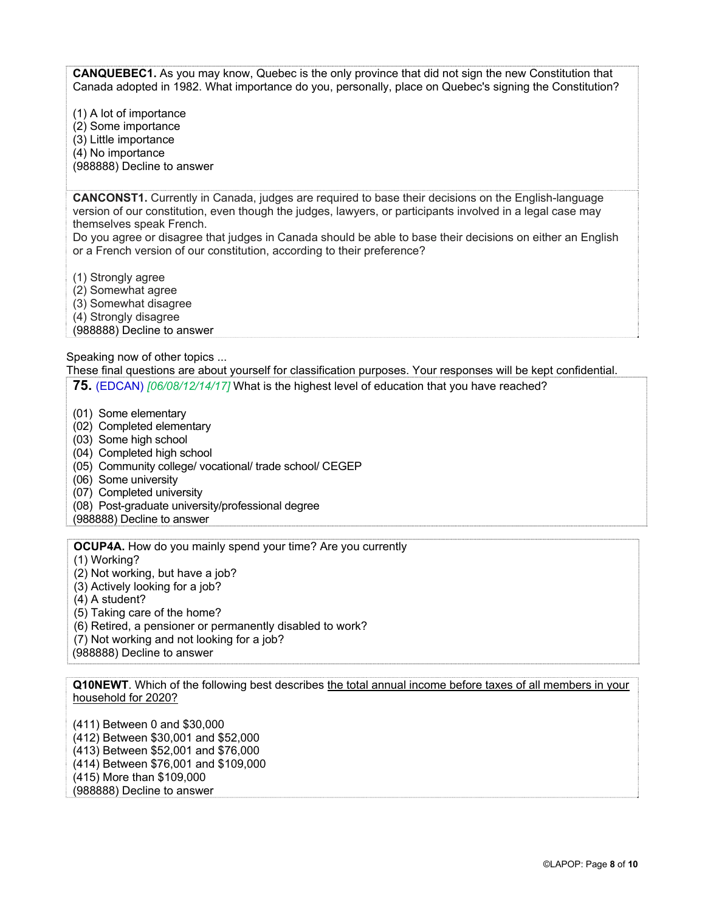**CANQUEBEC1.** As you may know, Quebec is the only province that did not sign the new Constitution that Canada adopted in 1982. What importance do you, personally, place on Quebec's signing the Constitution?

(1) A lot of importance
(2) Some importance
(3) Little importance
(4) No importance
(988888) Decline to answer

**CANCONST1.** Currently in Canada, judges are required to base their decisions on the English-language version of our constitution, even though the judges, lawyers, or participants involved in a legal case may themselves speak French.
Do you agree or disagree that judges in Canada should be able to base their decisions on either an English or a French version of our constitution, according to their preference?

(1) Strongly agree
(2) Somewhat agree
(3) Somewhat disagree
(4) Strongly disagree
(988888) Decline to answer

Speaking now of other topics ...
These final questions are about yourself for classification purposes. Your responses will be kept confidential.

**75.** (EDCAN) *[06/08/12/14/17]* What is the highest level of education that you have reached?

(01) Some elementary
(02) Completed elementary
(03) Some high school
(04) Completed high school
(05) Community college/ vocational/ trade school/ CEGEP
(06) Some university
(07) Completed university
(08) Post-graduate university/professional degree
(988888) Decline to answer

**OCUP4A.** How do you mainly spend your time? Are you currently
(1) Working?
(2) Not working, but have a job?
(3) Actively looking for a job?
(4) A student?
(5) Taking care of the home?
(6) Retired, a pensioner or permanently disabled to work?
(7) Not working and not looking for a job?
(988888) Decline to answer

**Q10NEWT**. Which of the following best describes <u>the total annual income before taxes of all members in your household for 2020?</u>

(411) Between 0 and $30,000
(412) Between $30,001 and $52,000
(413) Between $52,001 and $76,000
(414) Between $76,001 and $109,000
(415) More than $109,000
(988888) Decline to answer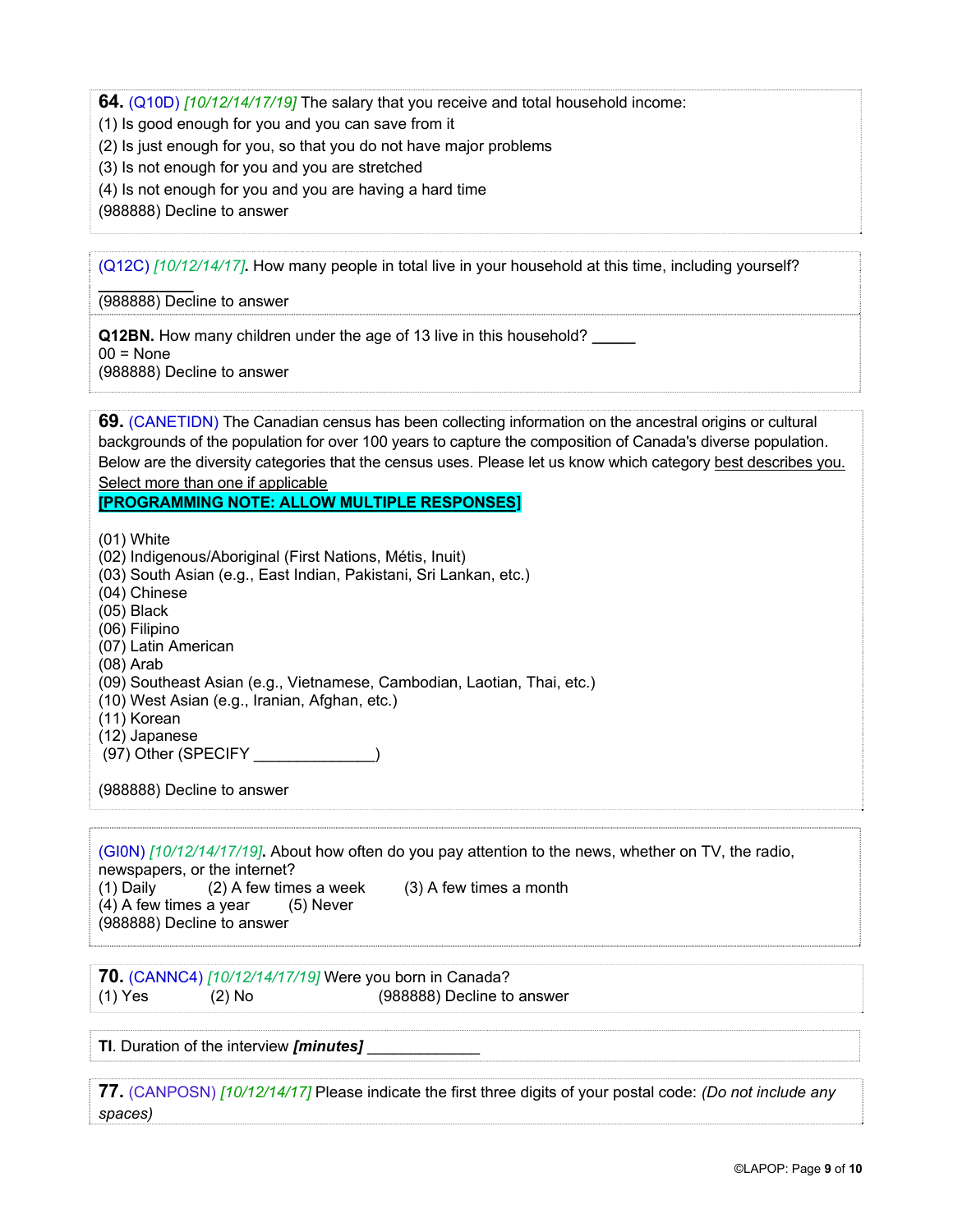**64.** (Q10D) *[10/12/14/17/19]* The salary that you receive and total household income:
(1) Is good enough for you and you can save from it
(2) Is just enough for you, so that you do not have major problems
(3) Is not enough for you and you are stretched
(4) Is not enough for you and you are having a hard time
(988888) Decline to answer

---

(Q12C) *[10/12/14/17]*. How many people in total live in your household at this time, including yourself?
__________
(988888) Decline to answer

---

**Q12BN.** How many children under the age of 13 live in this household? _____
00 = None
(988888) Decline to answer

---

**69.** (CANETIDN) The Canadian census has been collecting information on the ancestral origins or cultural backgrounds of the population for over 100 years to capture the composition of Canada's diverse population. Below are the diversity categories that the census uses. Please let us know which category best describes you. Select more than one if applicable
**[PROGRAMMING NOTE: ALLOW MULTIPLE RESPONSES]**

(01) White
(02) Indigenous/Aboriginal (First Nations, Métis, Inuit)
(03) South Asian (e.g., East Indian, Pakistani, Sri Lankan, etc.)
(04) Chinese
(05) Black
(06) Filipino
(07) Latin American
(08) Arab
(09) Southeast Asian (e.g., Vietnamese, Cambodian, Laotian, Thai, etc.)
(10) West Asian (e.g., Iranian, Afghan, etc.)
(11) Korean
(12) Japanese
(97) Other (SPECIFY ______________)

(988888) Decline to answer

---

(GI0N) *[10/12/14/17/19]*. About how often do you pay attention to the news, whether on TV, the radio, newspapers, or the internet?
(1) Daily (2) A few times a week (3) A few times a month
(4) A few times a year (5) Never
(988888) Decline to answer

---

**70.** (CANNC4) *[10/12/14/17/19]* Were you born in Canada?
(1) Yes (2) No (988888) Decline to answer

---

**TI**. Duration of the interview ***[minutes]*** _____________

---

**77.** (CANPOSN) *[10/12/14/17]* Please indicate the first three digits of your postal code: *(Do not include any spaces)*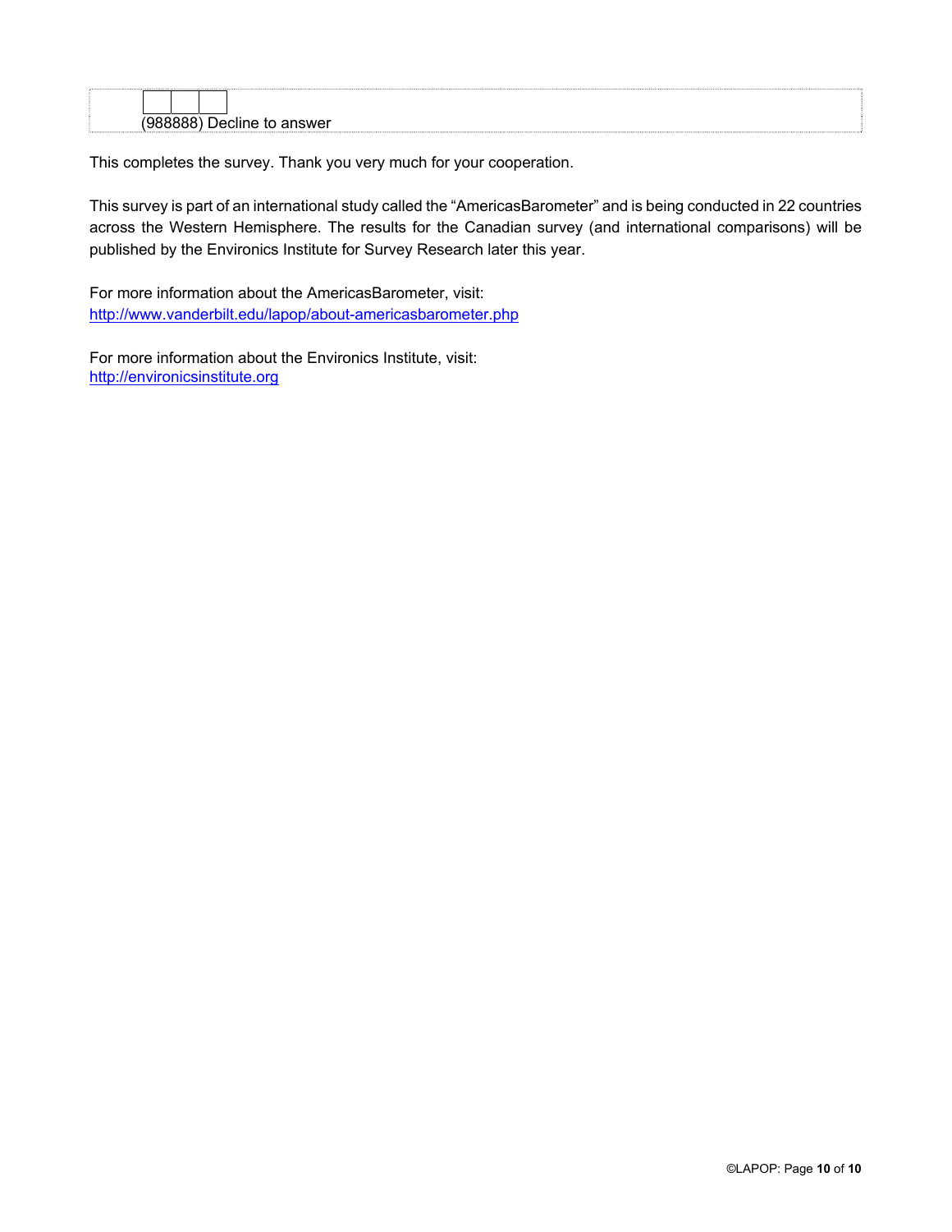| | | |
|---|---|---|
| | | |

(988888) Decline to answer

This completes the survey. Thank you very much for your cooperation.

This survey is part of an international study called the "AmericasBarometer" and is being conducted in 22 countries across the Western Hemisphere. The results for the Canadian survey (and international comparisons) will be published by the Environics Institute for Survey Research later this year.

For more information about the AmericasBarometer, visit:
http://www.vanderbilt.edu/lapop/about-americasbarometer.php

For more information about the Environics Institute, visit:
http://environicsinstitute.org